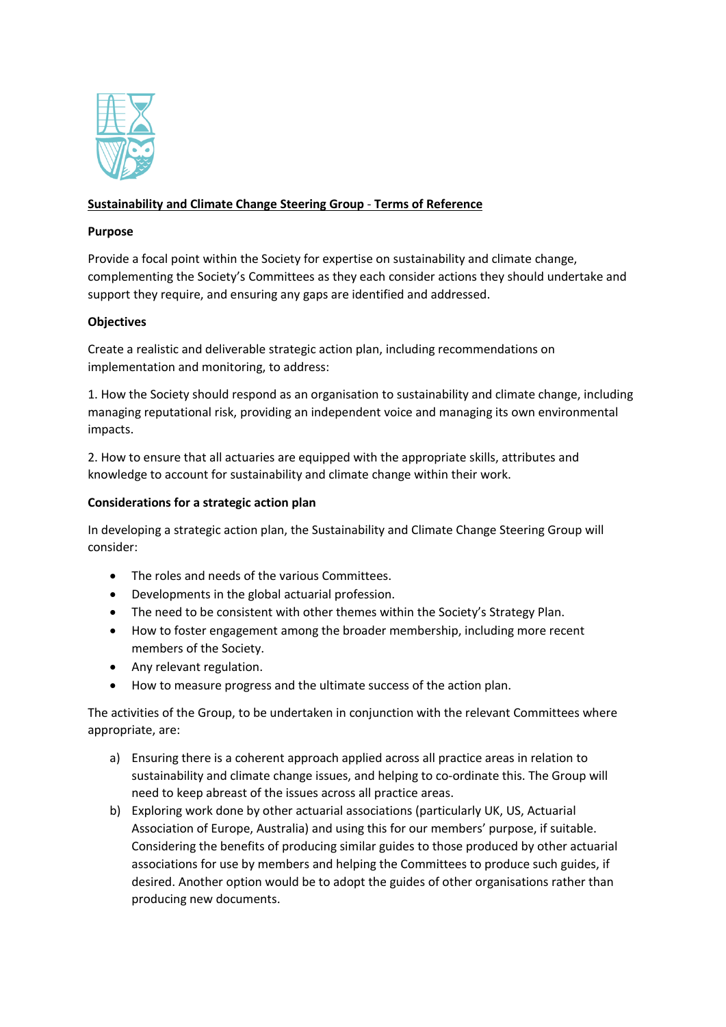**Sustainability and Climate Change Steering Group - Terms of Reference**

**Purpose**

Provide a focal point within the Society for expertise on sustainability and climate change, complementing the Society's Committees as they each consider actions they should undertake and support they require, and ensuring any gaps are identified and addressed.

**Objectives**

Create a realistic and deliverable strategic action plan, including recommendations on implementation and monitoring, to address:

1. How the Society should respond as an organisation to sustainability and climate change, including managing reputational risk, providing an independent voice and managing its own environmental impacts.

2. How to ensure that all actuaries are equipped with the appropriate skills, attributes and knowledge to account for sustainability and climate change within their work.

**Considerations for a strategic action plan**

In developing a strategic action plan, the Sustainability and Climate Change Steering Group will consider:

- The roles and needs of the various Committees.
- Developments in the global actuarial profession.
- The need to be consistent with other themes within the Society's Strategy Plan.
- How to foster engagement among the broader membership, including more recent members of the Society.
- Any relevant regulation.
- How to measure progress and the ultimate success of the action plan.

The activities of the Group, to be undertaken in conjunction with the relevant Committees where appropriate, are:

a) Ensuring there is a coherent approach applied across all practice areas in relation to sustainability and climate change issues, and helping to co-ordinate this. The Group will need to keep abreast of the issues across all practice areas.

b) Exploring work done by other actuarial associations (particularly UK, US, Actuarial Association of Europe, Australia) and using this for our members' purpose, if suitable. Considering the benefits of producing similar guides to those produced by other actuarial associations for use by members and helping the Committees to produce such guides, if desired. Another option would be to adopt the guides of other organisations rather than producing new documents.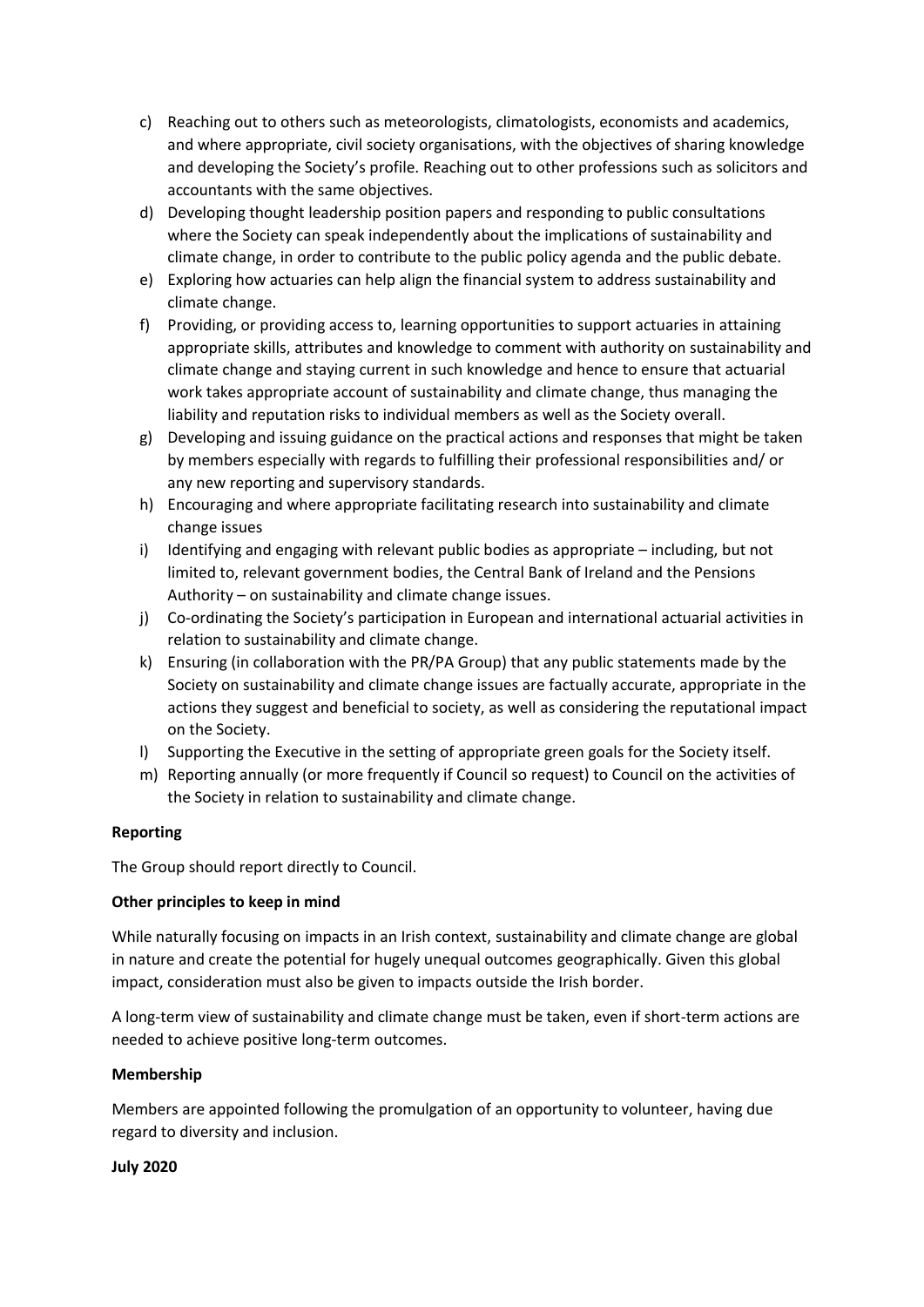c) Reaching out to others such as meteorologists, climatologists, economists and academics, and where appropriate, civil society organisations, with the objectives of sharing knowledge and developing the Society's profile. Reaching out to other professions such as solicitors and accountants with the same objectives.
d) Developing thought leadership position papers and responding to public consultations where the Society can speak independently about the implications of sustainability and climate change, in order to contribute to the public policy agenda and the public debate.
e) Exploring how actuaries can help align the financial system to address sustainability and climate change.
f) Providing, or providing access to, learning opportunities to support actuaries in attaining appropriate skills, attributes and knowledge to comment with authority on sustainability and climate change and staying current in such knowledge and hence to ensure that actuarial work takes appropriate account of sustainability and climate change, thus managing the liability and reputation risks to individual members as well as the Society overall.
g) Developing and issuing guidance on the practical actions and responses that might be taken by members especially with regards to fulfilling their professional responsibilities and/ or any new reporting and supervisory standards.
h) Encouraging and where appropriate facilitating research into sustainability and climate change issues
i) Identifying and engaging with relevant public bodies as appropriate – including, but not limited to, relevant government bodies, the Central Bank of Ireland and the Pensions Authority – on sustainability and climate change issues.
j) Co-ordinating the Society's participation in European and international actuarial activities in relation to sustainability and climate change.
k) Ensuring (in collaboration with the PR/PA Group) that any public statements made by the Society on sustainability and climate change issues are factually accurate, appropriate in the actions they suggest and beneficial to society, as well as considering the reputational impact on the Society.
l) Supporting the Executive in the setting of appropriate green goals for the Society itself.
m) Reporting annually (or more frequently if Council so request) to Council on the activities of the Society in relation to sustainability and climate change.

**Reporting**

The Group should report directly to Council.

**Other principles to keep in mind**

While naturally focusing on impacts in an Irish context, sustainability and climate change are global in nature and create the potential for hugely unequal outcomes geographically. Given this global impact, consideration must also be given to impacts outside the Irish border.

A long-term view of sustainability and climate change must be taken, even if short-term actions are needed to achieve positive long-term outcomes.

**Membership**

Members are appointed following the promulgation of an opportunity to volunteer, having due regard to diversity and inclusion.

**July 2020**